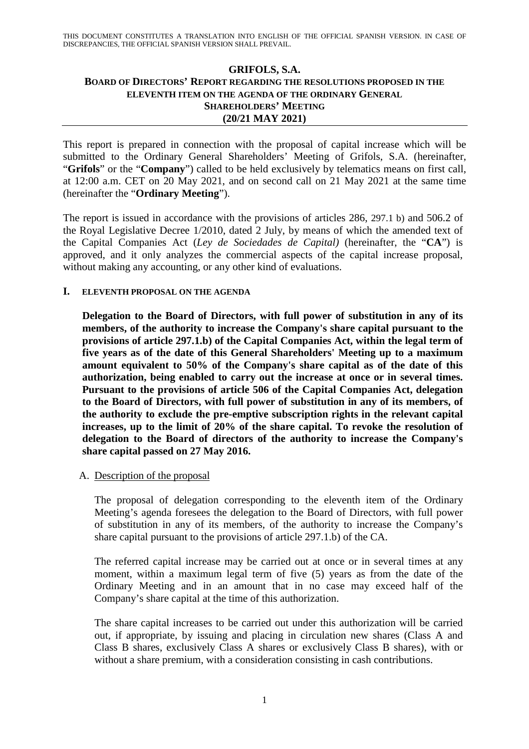THIS DOCUMENT CONSTITUTES A TRANSLATION INTO ENGLISH OF THE OFFICIAL SPANISH VERSION. IN CASE OF DISCREPANCIES, THE OFFICIAL SPANISH VERSION SHALL PREVAIL.

# GRIFOLS, S.A.

## BOARD OF DIRECTORS' REPORT REGARDING THE RESOLUTIONS PROPOSED IN THE ELEVENTH ITEM ON THE AGENDA OF THE ORDINARY GENERAL SHAREHOLDERS' MEETING (20/21 MAY 2021)

This report is prepared in connection with the proposal of capital increase which will be submitted to the Ordinary General Shareholders' Meeting of Grifols, S.A. (hereinafter, "**Grifols**" or the "**Company**") called to be held exclusively by telematics means on first call, at 12:00 a.m. CET on 20 May 2021, and on second call on 21 May 2021 at the same time (hereinafter the "**Ordinary Meeting**").

The report is issued in accordance with the provisions of articles 286, 297.1 b) and 506.2 of the Royal Legislative Decree 1/2010, dated 2 July, by means of which the amended text of the Capital Companies Act (*Ley de Sociedades de Capital)* (hereinafter, the "**CA**") is approved, and it only analyzes the commercial aspects of the capital increase proposal, without making any accounting, or any other kind of evaluations.

### I. ELEVENTH PROPOSAL ON THE AGENDA

**Delegation to the Board of Directors, with full power of substitution in any of its members, of the authority to increase the Company's share capital pursuant to the provisions of article 297.1.b) of the Capital Companies Act, within the legal term of five years as of the date of this General Shareholders' Meeting up to a maximum amount equivalent to 50% of the Company's share capital as of the date of this authorization, being enabled to carry out the increase at once or in several times. Pursuant to the provisions of article 506 of the Capital Companies Act, delegation to the Board of Directors, with full power of substitution in any of its members, of the authority to exclude the pre-emptive subscription rights in the relevant capital increases, up to the limit of 20% of the share capital. To revoke the resolution of delegation to the Board of directors of the authority to increase the Company's share capital passed on 27 May 2016.**

A. Description of the proposal

The proposal of delegation corresponding to the eleventh item of the Ordinary Meeting's agenda foresees the delegation to the Board of Directors, with full power of substitution in any of its members, of the authority to increase the Company's share capital pursuant to the provisions of article 297.1.b) of the CA.

The referred capital increase may be carried out at once or in several times at any moment, within a maximum legal term of five (5) years as from the date of the Ordinary Meeting and in an amount that in no case may exceed half of the Company's share capital at the time of this authorization.

The share capital increases to be carried out under this authorization will be carried out, if appropriate, by issuing and placing in circulation new shares (Class A and Class B shares, exclusively Class A shares or exclusively Class B shares), with or without a share premium, with a consideration consisting in cash contributions.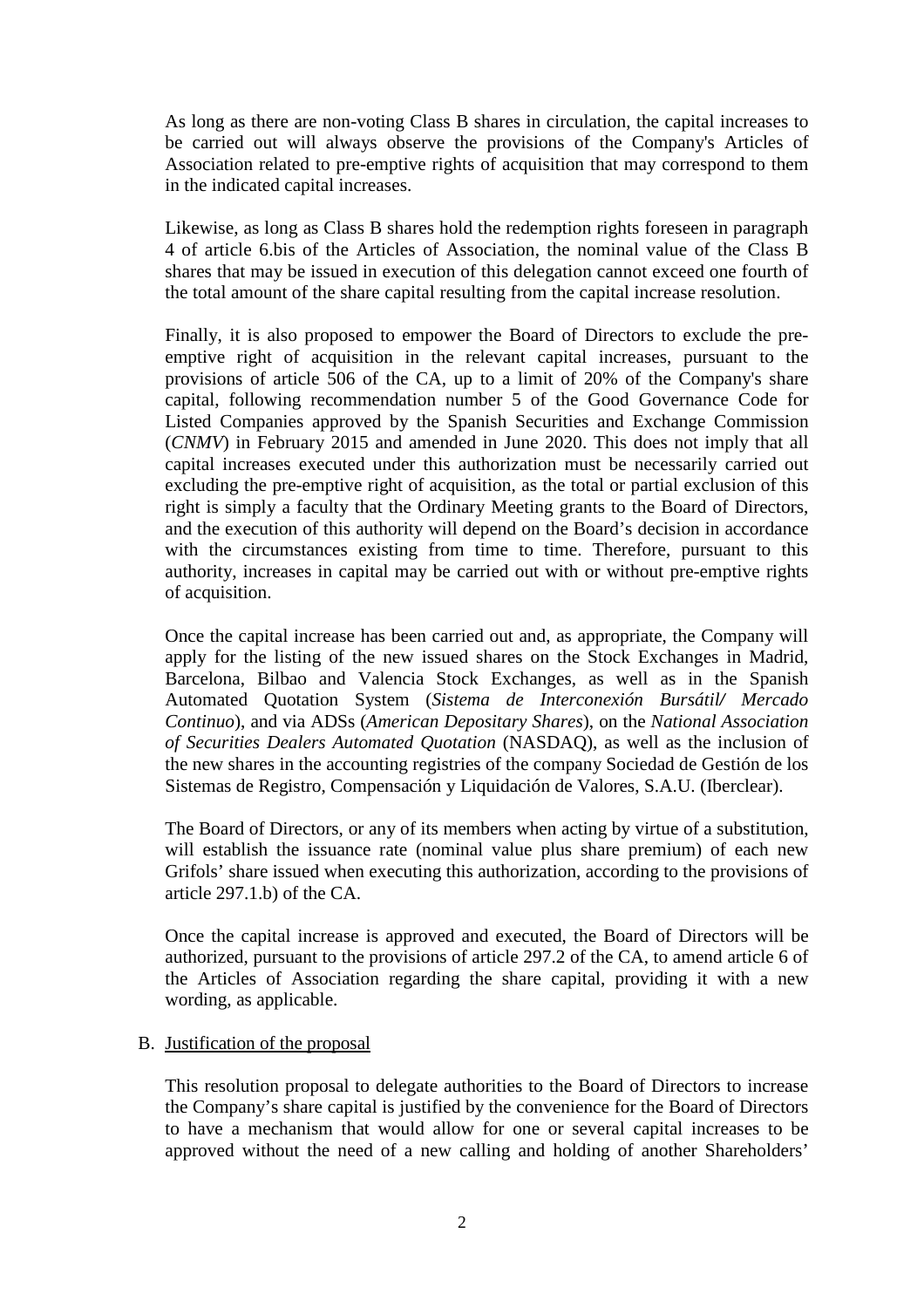As long as there are non-voting Class B shares in circulation, the capital increases to be carried out will always observe the provisions of the Company's Articles of Association related to pre-emptive rights of acquisition that may correspond to them in the indicated capital increases.

Likewise, as long as Class B shares hold the redemption rights foreseen in paragraph 4 of article 6.bis of the Articles of Association, the nominal value of the Class B shares that may be issued in execution of this delegation cannot exceed one fourth of the total amount of the share capital resulting from the capital increase resolution.

Finally, it is also proposed to empower the Board of Directors to exclude the pre-emptive right of acquisition in the relevant capital increases, pursuant to the provisions of article 506 of the CA, up to a limit of 20% of the Company's share capital, following recommendation number 5 of the Good Governance Code for Listed Companies approved by the Spanish Securities and Exchange Commission (*CNMV*) in February 2015 and amended in June 2020. This does not imply that all capital increases executed under this authorization must be necessarily carried out excluding the pre-emptive right of acquisition, as the total or partial exclusion of this right is simply a faculty that the Ordinary Meeting grants to the Board of Directors, and the execution of this authority will depend on the Board's decision in accordance with the circumstances existing from time to time. Therefore, pursuant to this authority, increases in capital may be carried out with or without pre-emptive rights of acquisition.

Once the capital increase has been carried out and, as appropriate, the Company will apply for the listing of the new issued shares on the Stock Exchanges in Madrid, Barcelona, Bilbao and Valencia Stock Exchanges, as well as in the Spanish Automated Quotation System (*Sistema de Interconexión Bursátil/ Mercado Continuo*), and via ADSs (*American Depositary Shares*), on the *National Association of Securities Dealers Automated Quotation* (NASDAQ), as well as the inclusion of the new shares in the accounting registries of the company Sociedad de Gestión de los Sistemas de Registro, Compensación y Liquidación de Valores, S.A.U. (Iberclear).

The Board of Directors, or any of its members when acting by virtue of a substitution, will establish the issuance rate (nominal value plus share premium) of each new Grifols' share issued when executing this authorization, according to the provisions of article 297.1.b) of the CA.

Once the capital increase is approved and executed, the Board of Directors will be authorized, pursuant to the provisions of article 297.2 of the CA, to amend article 6 of the Articles of Association regarding the share capital, providing it with a new wording, as applicable.

B. Justification of the proposal

This resolution proposal to delegate authorities to the Board of Directors to increase the Company's share capital is justified by the convenience for the Board of Directors to have a mechanism that would allow for one or several capital increases to be approved without the need of a new calling and holding of another Shareholders'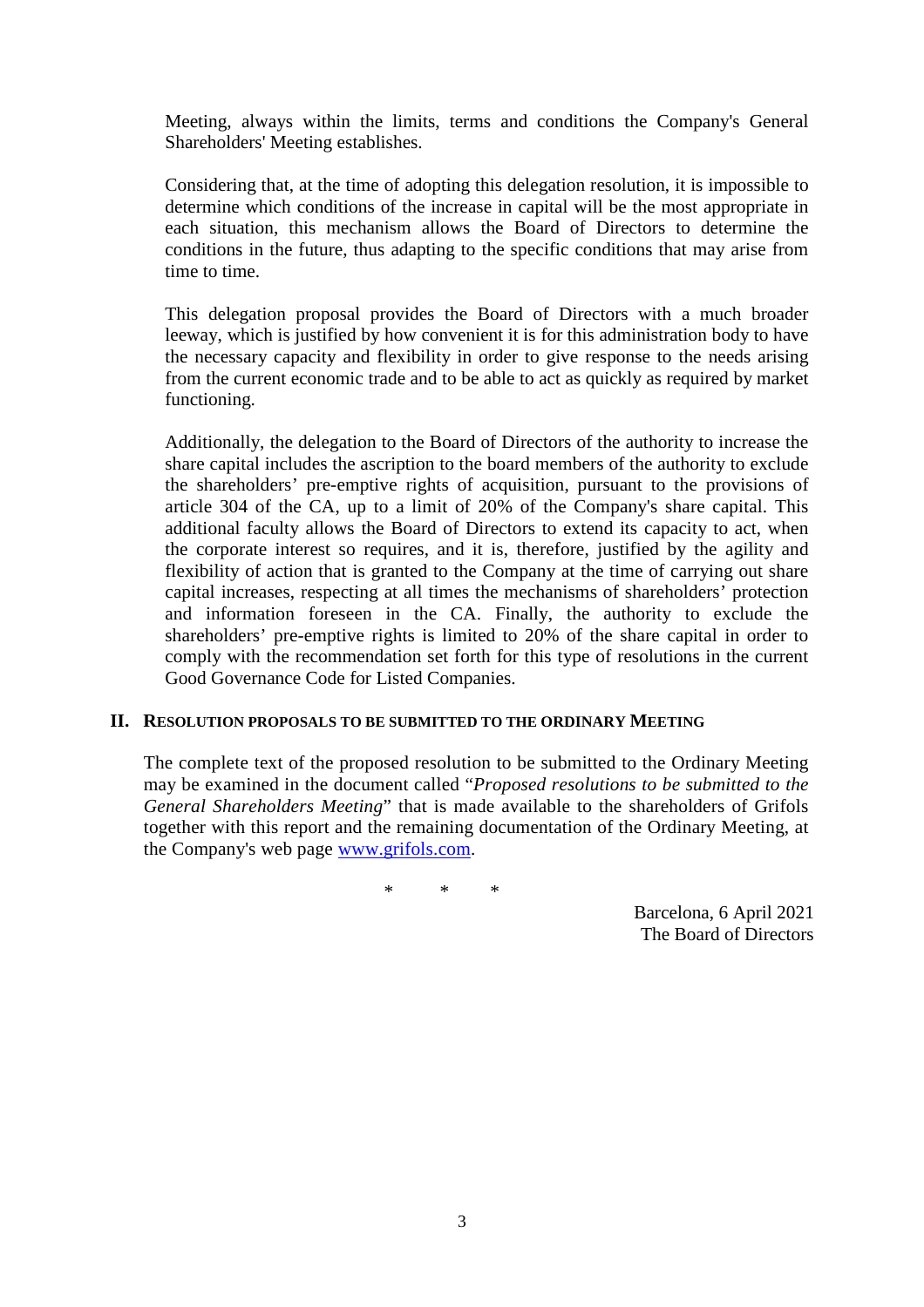Meeting, always within the limits, terms and conditions the Company's General Shareholders' Meeting establishes.

Considering that, at the time of adopting this delegation resolution, it is impossible to determine which conditions of the increase in capital will be the most appropriate in each situation, this mechanism allows the Board of Directors to determine the conditions in the future, thus adapting to the specific conditions that may arise from time to time.

This delegation proposal provides the Board of Directors with a much broader leeway, which is justified by how convenient it is for this administration body to have the necessary capacity and flexibility in order to give response to the needs arising from the current economic trade and to be able to act as quickly as required by market functioning.

Additionally, the delegation to the Board of Directors of the authority to increase the share capital includes the ascription to the board members of the authority to exclude the shareholders' pre-emptive rights of acquisition, pursuant to the provisions of article 304 of the CA, up to a limit of 20% of the Company's share capital. This additional faculty allows the Board of Directors to extend its capacity to act, when the corporate interest so requires, and it is, therefore, justified by the agility and flexibility of action that is granted to the Company at the time of carrying out share capital increases, respecting at all times the mechanisms of shareholders' protection and information foreseen in the CA. Finally, the authority to exclude the shareholders' pre-emptive rights is limited to 20% of the share capital in order to comply with the recommendation set forth for this type of resolutions in the current Good Governance Code for Listed Companies.

## II. RESOLUTION PROPOSALS TO BE SUBMITTED TO THE ORDINARY MEETING

The complete text of the proposed resolution to be submitted to the Ordinary Meeting may be examined in the document called "*Proposed resolutions to be submitted to the General Shareholders Meeting*" that is made available to the shareholders of Grifols together with this report and the remaining documentation of the Ordinary Meeting, at the Company's web page [www.grifols.com](http://www.grifols.com).

\* \* \*

Barcelona, 6 April 2021
The Board of Directors